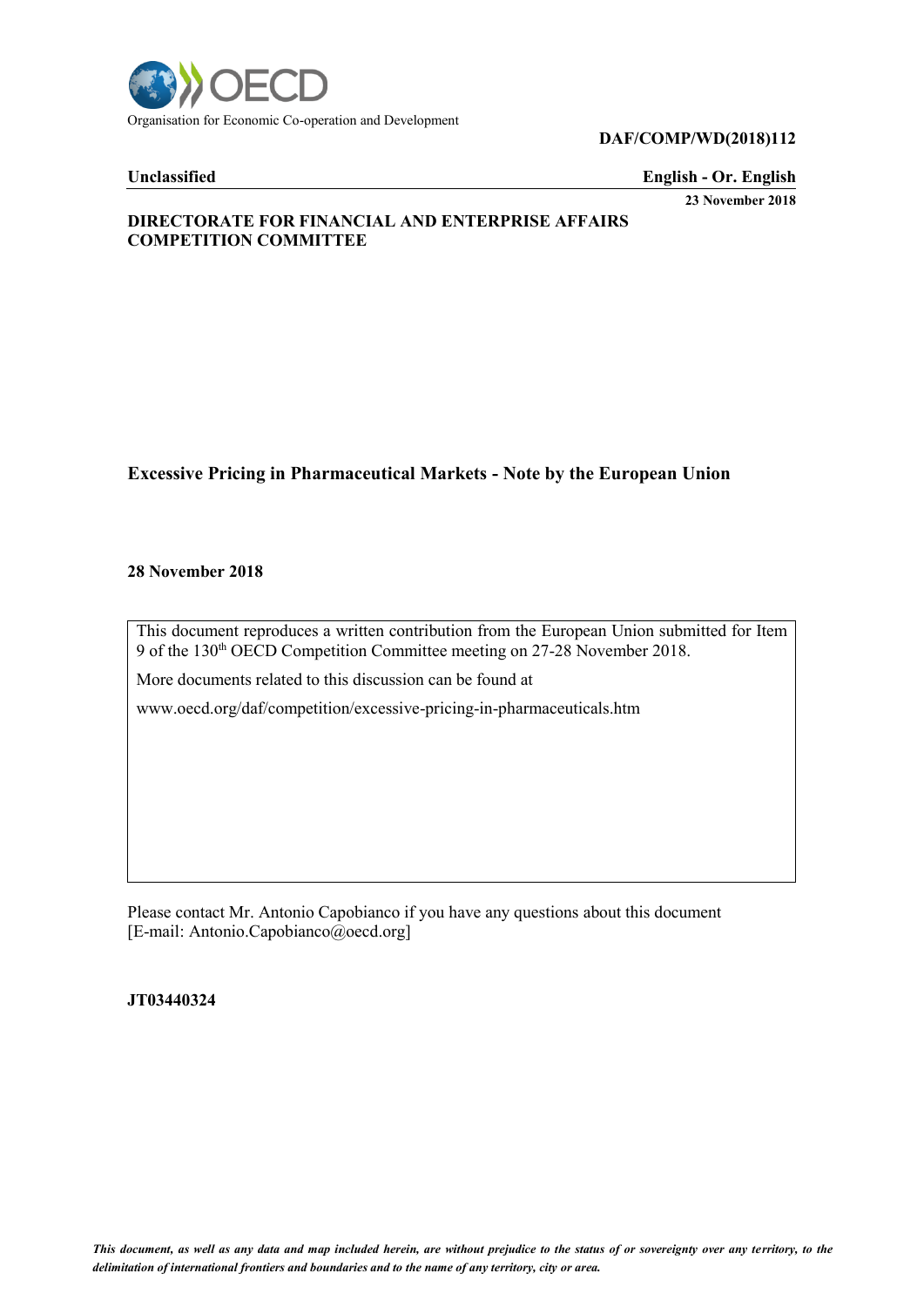Organisation for Economic Co-operation and Development

**DAF/COMP/WD(2018)112**

**Unclassified** | **English - Or. English**

**23 November 2018**

**DIRECTORATE FOR FINANCIAL AND ENTERPRISE AFFAIRS**
**COMPETITION COMMITTEE**

## Excessive Pricing in Pharmaceutical Markets - Note by the European Union

**28 November 2018**

This document reproduces a written contribution from the European Union submitted for Item 9 of the 130th OECD Competition Committee meeting on 27-28 November 2018.

More documents related to this discussion can be found at

www.oecd.org/daf/competition/excessive-pricing-in-pharmaceuticals.htm

Please contact Mr. Antonio Capobianco if you have any questions about this document [E-mail: Antonio.Capobianco@oecd.org]

**JT03440324**

*This document, as well as any data and map included herein, are without prejudice to the status of or sovereignty over any territory, to the delimitation of international frontiers and boundaries and to the name of any territory, city or area.*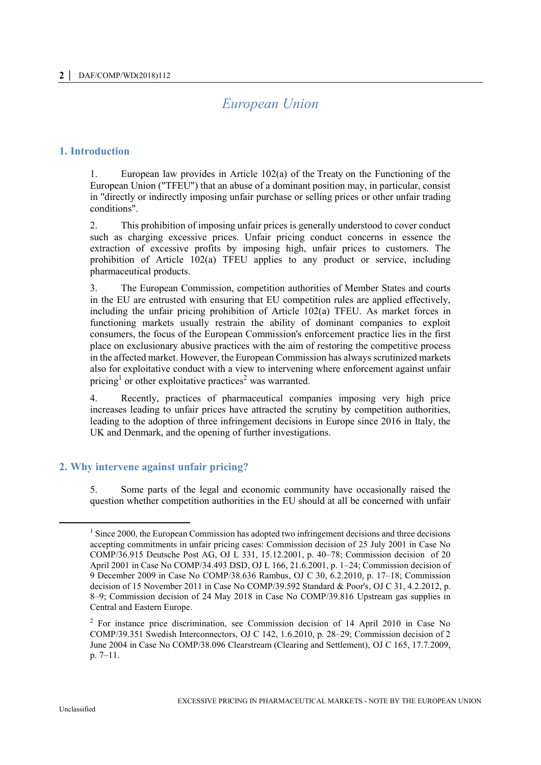# European Union

## 1. Introduction

1. European law provides in Article 102(a) of the Treaty on the Functioning of the European Union ("TFEU") that an abuse of a dominant position may, in particular, consist in "directly or indirectly imposing unfair purchase or selling prices or other unfair trading conditions".

2. This prohibition of imposing unfair prices is generally understood to cover conduct such as charging excessive prices. Unfair pricing conduct concerns in essence the extraction of excessive profits by imposing high, unfair prices to customers. The prohibition of Article 102(a) TFEU applies to any product or service, including pharmaceutical products.

3. The European Commission, competition authorities of Member States and courts in the EU are entrusted with ensuring that EU competition rules are applied effectively, including the unfair pricing prohibition of Article 102(a) TFEU. As market forces in functioning markets usually restrain the ability of dominant companies to exploit consumers, the focus of the European Commission's enforcement practice lies in the first place on exclusionary abusive practices with the aim of restoring the competitive process in the affected market. However, the European Commission has always scrutinized markets also for exploitative conduct with a view to intervening where enforcement against unfair pricing[1] or other exploitative practices[2] was warranted.

4. Recently, practices of pharmaceutical companies imposing very high price increases leading to unfair prices have attracted the scrutiny by competition authorities, leading to the adoption of three infringement decisions in Europe since 2016 in Italy, the UK and Denmark, and the opening of further investigations.

## 2. Why intervene against unfair pricing?

5. Some parts of the legal and economic community have occasionally raised the question whether competition authorities in the EU should at all be concerned with unfair

---

[1] Since 2000, the European Commission has adopted two infringement decisions and three decisions accepting commitments in unfair pricing cases: Commission decision of 25 July 2001 in Case No COMP/36.915 Deutsche Post AG, OJ L 331, 15.12.2001, p. 40–78; Commission decision of 20 April 2001 in Case No COMP/34.493 DSD, OJ L 166, 21.6.2001, p. 1–24; Commission decision of 9 December 2009 in Case No COMP/38.636 Rambus, OJ C 30, 6.2.2010, p. 17–18; Commission decision of 15 November 2011 in Case No COMP/39.592 Standard & Poor's, OJ C 31, 4.2.2012, p. 8–9; Commission decision of 24 May 2018 in Case No COMP/39.816 Upstream gas supplies in Central and Eastern Europe.

[2] For instance price discrimination, see Commission decision of 14 April 2010 in Case No COMP/39.351 Swedish Interconnectors, OJ C 142, 1.6.2010, p. 28–29; Commission decision of 2 June 2004 in Case No COMP/38.096 Clearstream (Clearing and Settlement), OJ C 165, 17.7.2009, p. 7–11.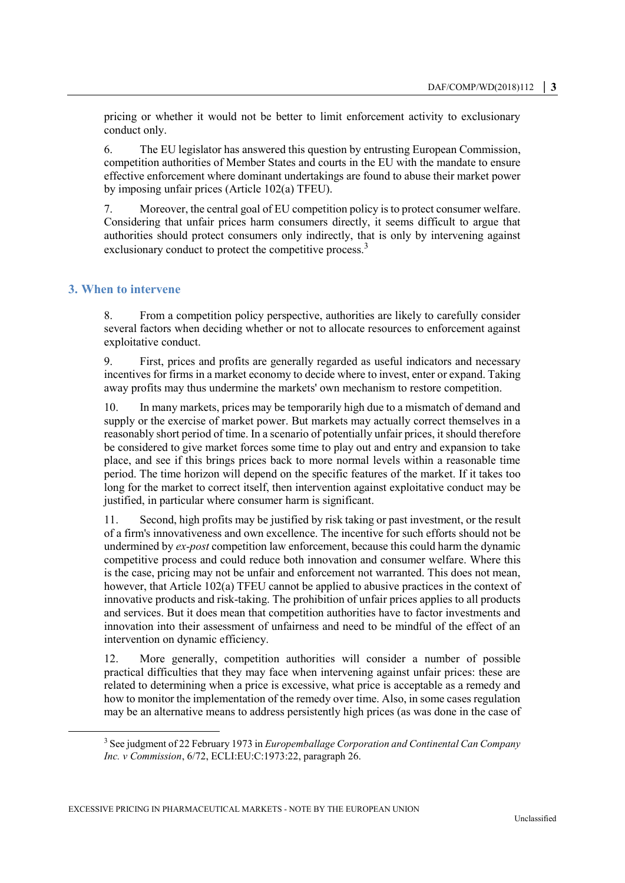pricing or whether it would not be better to limit enforcement activity to exclusionary conduct only.

6. The EU legislator has answered this question by entrusting European Commission, competition authorities of Member States and courts in the EU with the mandate to ensure effective enforcement where dominant undertakings are found to abuse their market power by imposing unfair prices (Article 102(a) TFEU).

7. Moreover, the central goal of EU competition policy is to protect consumer welfare. Considering that unfair prices harm consumers directly, it seems difficult to argue that authorities should protect consumers only indirectly, that is only by intervening against exclusionary conduct to protect the competitive process.[3]

## 3. When to intervene

8. From a competition policy perspective, authorities are likely to carefully consider several factors when deciding whether or not to allocate resources to enforcement against exploitative conduct.

9. First, prices and profits are generally regarded as useful indicators and necessary incentives for firms in a market economy to decide where to invest, enter or expand. Taking away profits may thus undermine the markets' own mechanism to restore competition.

10. In many markets, prices may be temporarily high due to a mismatch of demand and supply or the exercise of market power. But markets may actually correct themselves in a reasonably short period of time. In a scenario of potentially unfair prices, it should therefore be considered to give market forces some time to play out and entry and expansion to take place, and see if this brings prices back to more normal levels within a reasonable time period. The time horizon will depend on the specific features of the market. If it takes too long for the market to correct itself, then intervention against exploitative conduct may be justified, in particular where consumer harm is significant.

11. Second, high profits may be justified by risk taking or past investment, or the result of a firm's innovativeness and own excellence. The incentive for such efforts should not be undermined by *ex-post* competition law enforcement, because this could harm the dynamic competitive process and could reduce both innovation and consumer welfare. Where this is the case, pricing may not be unfair and enforcement not warranted. This does not mean, however, that Article 102(a) TFEU cannot be applied to abusive practices in the context of innovative products and risk-taking. The prohibition of unfair prices applies to all products and services. But it does mean that competition authorities have to factor investments and innovation into their assessment of unfairness and need to be mindful of the effect of an intervention on dynamic efficiency.

12. More generally, competition authorities will consider a number of possible practical difficulties that they may face when intervening against unfair prices: these are related to determining when a price is excessive, what price is acceptable as a remedy and how to monitor the implementation of the remedy over time. Also, in some cases regulation may be an alternative means to address persistently high prices (as was done in the case of

[3] See judgment of 22 February 1973 in *Europemballage Corporation and Continental Can Company Inc. v Commission*, 6/72, ECLI:EU:C:1973:22, paragraph 26.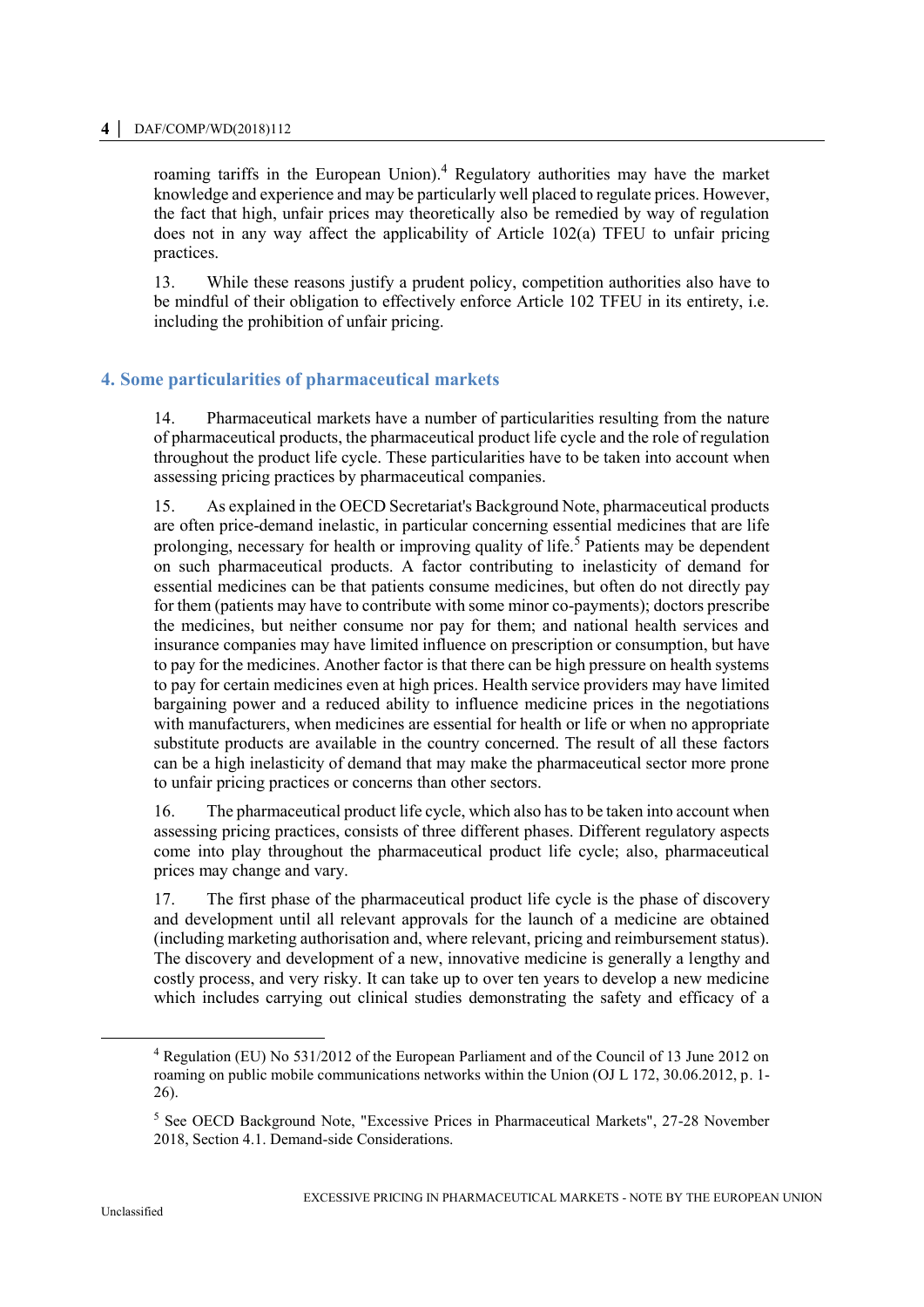roaming tariffs in the European Union).[4] Regulatory authorities may have the market knowledge and experience and may be particularly well placed to regulate prices. However, the fact that high, unfair prices may theoretically also be remedied by way of regulation does not in any way affect the applicability of Article 102(a) TFEU to unfair pricing practices.

13. While these reasons justify a prudent policy, competition authorities also have to be mindful of their obligation to effectively enforce Article 102 TFEU in its entirety, i.e. including the prohibition of unfair pricing.

## 4. Some particularities of pharmaceutical markets

14. Pharmaceutical markets have a number of particularities resulting from the nature of pharmaceutical products, the pharmaceutical product life cycle and the role of regulation throughout the product life cycle. These particularities have to be taken into account when assessing pricing practices by pharmaceutical companies.

15. As explained in the OECD Secretariat's Background Note, pharmaceutical products are often price-demand inelastic, in particular concerning essential medicines that are life prolonging, necessary for health or improving quality of life.[5] Patients may be dependent on such pharmaceutical products. A factor contributing to inelasticity of demand for essential medicines can be that patients consume medicines, but often do not directly pay for them (patients may have to contribute with some minor co-payments); doctors prescribe the medicines, but neither consume nor pay for them; and national health services and insurance companies may have limited influence on prescription or consumption, but have to pay for the medicines. Another factor is that there can be high pressure on health systems to pay for certain medicines even at high prices. Health service providers may have limited bargaining power and a reduced ability to influence medicine prices in the negotiations with manufacturers, when medicines are essential for health or life or when no appropriate substitute products are available in the country concerned. The result of all these factors can be a high inelasticity of demand that may make the pharmaceutical sector more prone to unfair pricing practices or concerns than other sectors.

16. The pharmaceutical product life cycle, which also has to be taken into account when assessing pricing practices, consists of three different phases. Different regulatory aspects come into play throughout the pharmaceutical product life cycle; also, pharmaceutical prices may change and vary.

17. The first phase of the pharmaceutical product life cycle is the phase of discovery and development until all relevant approvals for the launch of a medicine are obtained (including marketing authorisation and, where relevant, pricing and reimbursement status). The discovery and development of a new, innovative medicine is generally a lengthy and costly process, and very risky. It can take up to over ten years to develop a new medicine which includes carrying out clinical studies demonstrating the safety and efficacy of a

---

[4] Regulation (EU) No 531/2012 of the European Parliament and of the Council of 13 June 2012 on roaming on public mobile communications networks within the Union (OJ L 172, 30.06.2012, p. 1-26).

[5] See OECD Background Note, "Excessive Prices in Pharmaceutical Markets", 27-28 November 2018, Section 4.1. Demand-side Considerations.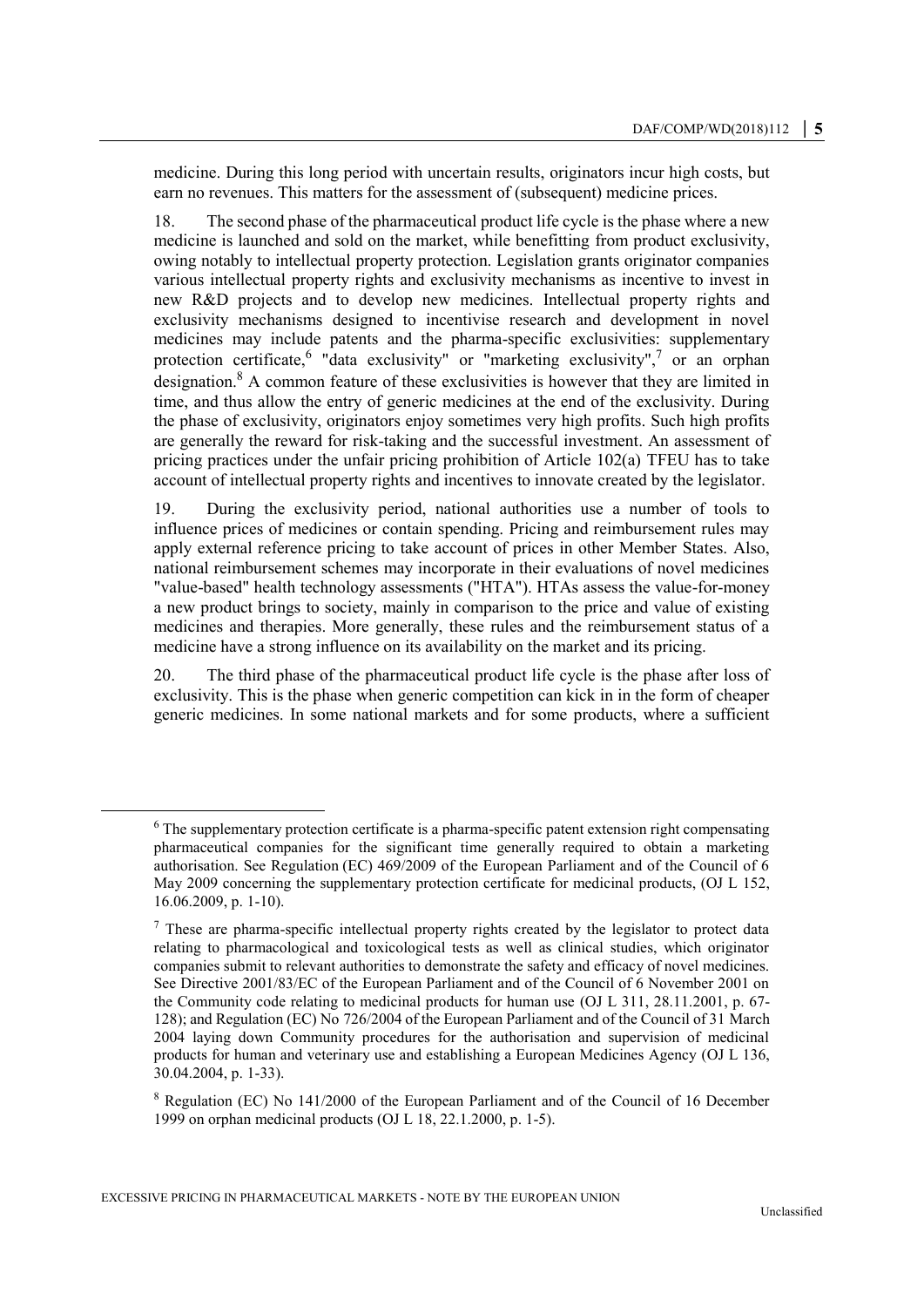medicine. During this long period with uncertain results, originators incur high costs, but earn no revenues. This matters for the assessment of (subsequent) medicine prices.

18. The second phase of the pharmaceutical product life cycle is the phase where a new medicine is launched and sold on the market, while benefitting from product exclusivity, owing notably to intellectual property protection. Legislation grants originator companies various intellectual property rights and exclusivity mechanisms as incentive to invest in new R&D projects and to develop new medicines. Intellectual property rights and exclusivity mechanisms designed to incentivise research and development in novel medicines may include patents and the pharma-specific exclusivities: supplementary protection certificate,[6] "data exclusivity" or "marketing exclusivity",[7] or an orphan designation.[8] A common feature of these exclusivities is however that they are limited in time, and thus allow the entry of generic medicines at the end of the exclusivity. During the phase of exclusivity, originators enjoy sometimes very high profits. Such high profits are generally the reward for risk-taking and the successful investment. An assessment of pricing practices under the unfair pricing prohibition of Article 102(a) TFEU has to take account of intellectual property rights and incentives to innovate created by the legislator.

19. During the exclusivity period, national authorities use a number of tools to influence prices of medicines or contain spending. Pricing and reimbursement rules may apply external reference pricing to take account of prices in other Member States. Also, national reimbursement schemes may incorporate in their evaluations of novel medicines "value-based" health technology assessments ("HTA"). HTAs assess the value-for-money a new product brings to society, mainly in comparison to the price and value of existing medicines and therapies. More generally, these rules and the reimbursement status of a medicine have a strong influence on its availability on the market and its pricing.

20. The third phase of the pharmaceutical product life cycle is the phase after loss of exclusivity. This is the phase when generic competition can kick in in the form of cheaper generic medicines. In some national markets and for some products, where a sufficient

[6] The supplementary protection certificate is a pharma-specific patent extension right compensating pharmaceutical companies for the significant time generally required to obtain a marketing authorisation. See Regulation (EC) 469/2009 of the European Parliament and of the Council of 6 May 2009 concerning the supplementary protection certificate for medicinal products, (OJ L 152, 16.06.2009, p. 1-10).

[7] These are pharma-specific intellectual property rights created by the legislator to protect data relating to pharmacological and toxicological tests as well as clinical studies, which originator companies submit to relevant authorities to demonstrate the safety and efficacy of novel medicines. See Directive 2001/83/EC of the European Parliament and of the Council of 6 November 2001 on the Community code relating to medicinal products for human use (OJ L 311, 28.11.2001, p. 67-128); and Regulation (EC) No 726/2004 of the European Parliament and of the Council of 31 March 2004 laying down Community procedures for the authorisation and supervision of medicinal products for human and veterinary use and establishing a European Medicines Agency (OJ L 136, 30.04.2004, p. 1-33).

[8] Regulation (EC) No 141/2000 of the European Parliament and of the Council of 16 December 1999 on orphan medicinal products (OJ L 18, 22.1.2000, p. 1-5).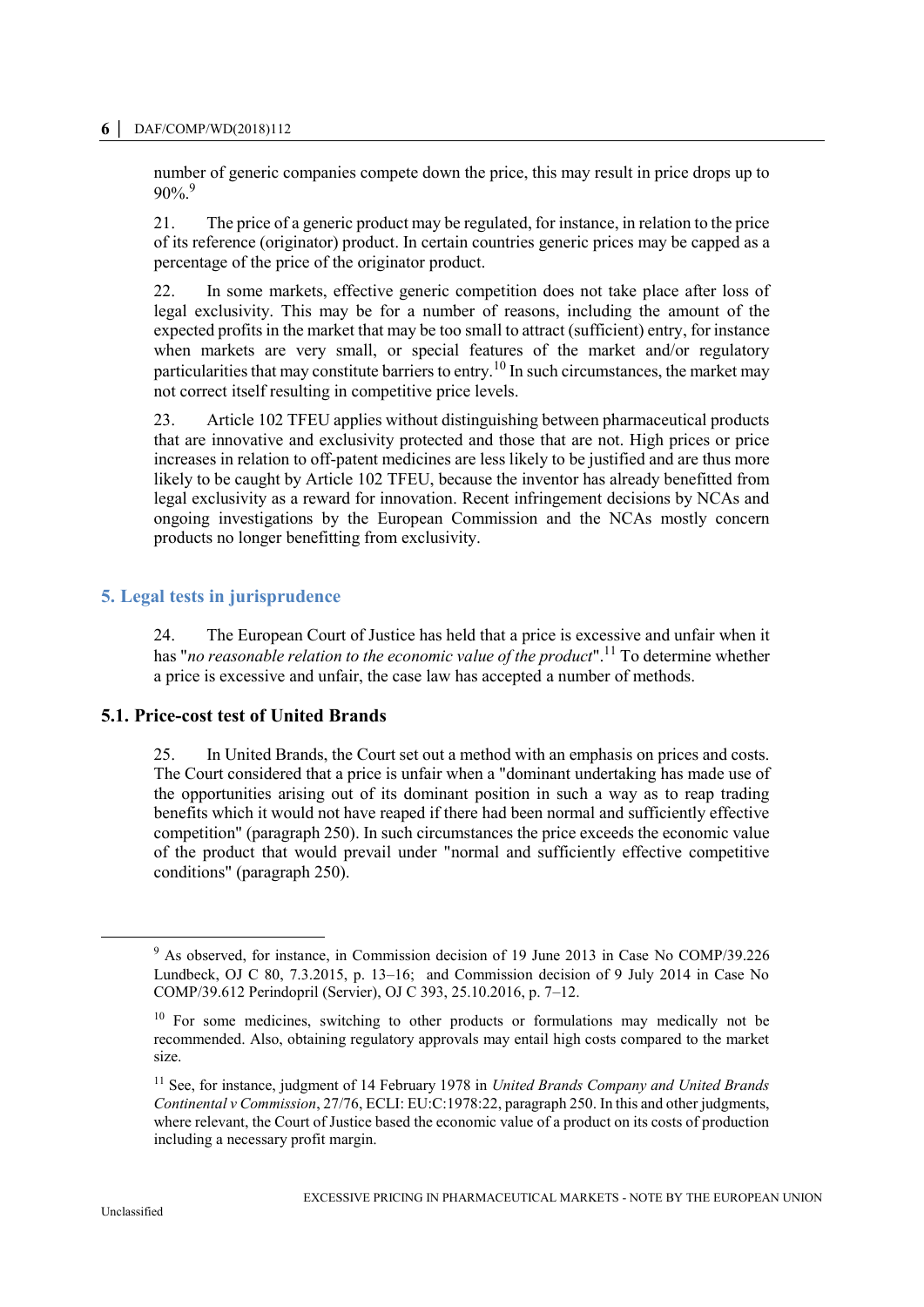number of generic companies compete down the price, this may result in price drops up to 90%.[9]

21. The price of a generic product may be regulated, for instance, in relation to the price of its reference (originator) product. In certain countries generic prices may be capped as a percentage of the price of the originator product.

22. In some markets, effective generic competition does not take place after loss of legal exclusivity. This may be for a number of reasons, including the amount of the expected profits in the market that may be too small to attract (sufficient) entry, for instance when markets are very small, or special features of the market and/or regulatory particularities that may constitute barriers to entry.[10] In such circumstances, the market may not correct itself resulting in competitive price levels.

23. Article 102 TFEU applies without distinguishing between pharmaceutical products that are innovative and exclusivity protected and those that are not. High prices or price increases in relation to off-patent medicines are less likely to be justified and are thus more likely to be caught by Article 102 TFEU, because the inventor has already benefitted from legal exclusivity as a reward for innovation. Recent infringement decisions by NCAs and ongoing investigations by the European Commission and the NCAs mostly concern products no longer benefitting from exclusivity.

## 5. Legal tests in jurisprudence

24. The European Court of Justice has held that a price is excessive and unfair when it has "*no reasonable relation to the economic value of the product*".[11] To determine whether a price is excessive and unfair, the case law has accepted a number of methods.

### 5.1. Price-cost test of United Brands

25. In United Brands, the Court set out a method with an emphasis on prices and costs. The Court considered that a price is unfair when a "dominant undertaking has made use of the opportunities arising out of its dominant position in such a way as to reap trading benefits which it would not have reaped if there had been normal and sufficiently effective competition" (paragraph 250). In such circumstances the price exceeds the economic value of the product that would prevail under "normal and sufficiently effective competitive conditions" (paragraph 250).

---

[9] As observed, for instance, in Commission decision of 19 June 2013 in Case No COMP/39.226 Lundbeck, OJ C 80, 7.3.2015, p. 13–16; and Commission decision of 9 July 2014 in Case No COMP/39.612 Perindopril (Servier), OJ C 393, 25.10.2016, p. 7–12.

[10] For some medicines, switching to other products or formulations may medically not be recommended. Also, obtaining regulatory approvals may entail high costs compared to the market size.

[11] See, for instance, judgment of 14 February 1978 in *United Brands Company and United Brands Continental v Commission*, 27/76, ECLI: EU:C:1978:22, paragraph 250. In this and other judgments, where relevant, the Court of Justice based the economic value of a product on its costs of production including a necessary profit margin.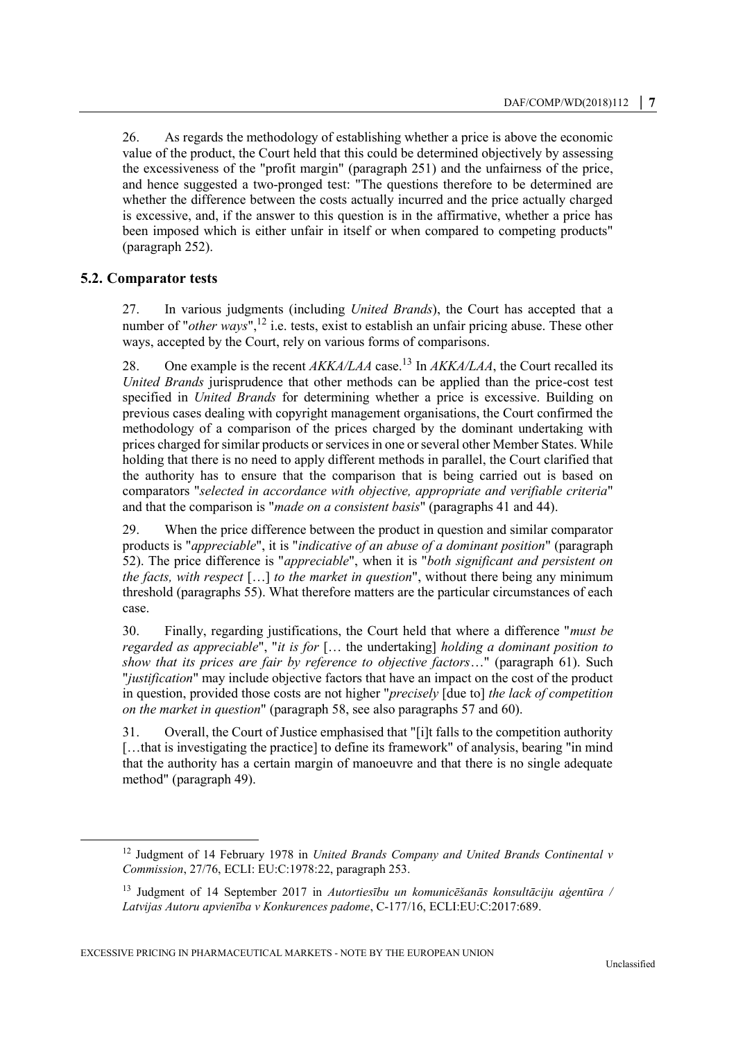26. As regards the methodology of establishing whether a price is above the economic value of the product, the Court held that this could be determined objectively by assessing the excessiveness of the "profit margin" (paragraph 251) and the unfairness of the price, and hence suggested a two-pronged test: "The questions therefore to be determined are whether the difference between the costs actually incurred and the price actually charged is excessive, and, if the answer to this question is in the affirmative, whether a price has been imposed which is either unfair in itself or when compared to competing products" (paragraph 252).

## 5.2. Comparator tests

27. In various judgments (including *United Brands*), the Court has accepted that a number of "*other ways*",[12] i.e. tests, exist to establish an unfair pricing abuse. These other ways, accepted by the Court, rely on various forms of comparisons.

28. One example is the recent *AKKA/LAA* case.[13] In *AKKA/LAA*, the Court recalled its *United Brands* jurisprudence that other methods can be applied than the price-cost test specified in *United Brands* for determining whether a price is excessive. Building on previous cases dealing with copyright management organisations, the Court confirmed the methodology of a comparison of the prices charged by the dominant undertaking with prices charged for similar products or services in one or several other Member States. While holding that there is no need to apply different methods in parallel, the Court clarified that the authority has to ensure that the comparison that is being carried out is based on comparators "*selected in accordance with objective, appropriate and verifiable criteria*" and that the comparison is "*made on a consistent basis*" (paragraphs 41 and 44).

29. When the price difference between the product in question and similar comparator products is "*appreciable*", it is "*indicative of an abuse of a dominant position*" (paragraph 52). The price difference is "*appreciable*", when it is "*both significant and persistent on the facts, with respect* […] *to the market in question*", without there being any minimum threshold (paragraphs 55). What therefore matters are the particular circumstances of each case.

30. Finally, regarding justifications, the Court held that where a difference "*must be regarded as appreciable*", "*it is for* [… the undertaking] *holding a dominant position to show that its prices are fair by reference to objective factors*…" (paragraph 61). Such "*justification*" may include objective factors that have an impact on the cost of the product in question, provided those costs are not higher "*precisely* [due to] *the lack of competition on the market in question*" (paragraph 58, see also paragraphs 57 and 60).

31. Overall, the Court of Justice emphasised that "[i]t falls to the competition authority […that is investigating the practice] to define its framework" of analysis, bearing "in mind that the authority has a certain margin of manoeuvre and that there is no single adequate method" (paragraph 49).

---

[12] Judgment of 14 February 1978 in *United Brands Company and United Brands Continental v Commission*, 27/76, ECLI: EU:C:1978:22, paragraph 253.

[13] Judgment of 14 September 2017 in *Autortiesību un komunicēšanās konsultāciju aģentūra / Latvijas Autoru apvienība v Konkurences padome*, C-177/16, ECLI:EU:C:2017:689.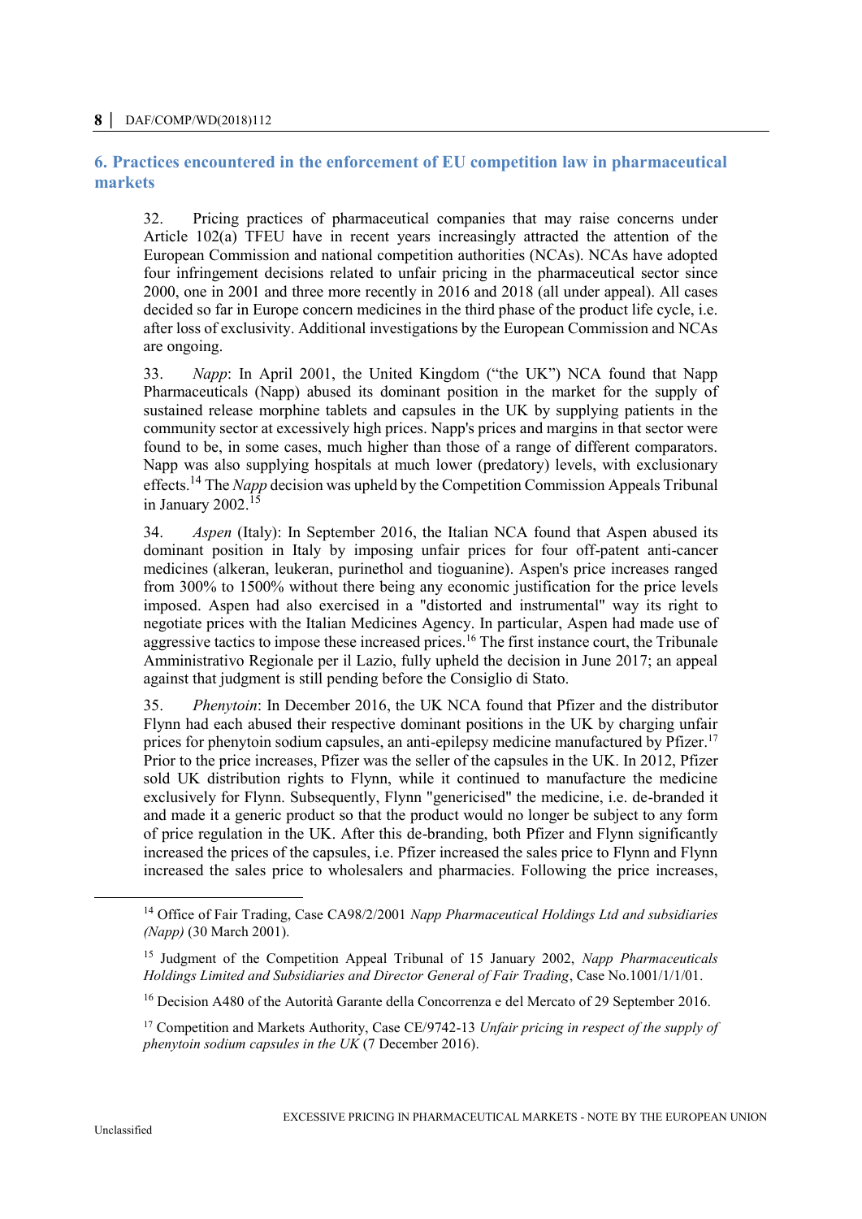## 6. Practices encountered in the enforcement of EU competition law in pharmaceutical markets

32. Pricing practices of pharmaceutical companies that may raise concerns under Article 102(a) TFEU have in recent years increasingly attracted the attention of the European Commission and national competition authorities (NCAs). NCAs have adopted four infringement decisions related to unfair pricing in the pharmaceutical sector since 2000, one in 2001 and three more recently in 2016 and 2018 (all under appeal). All cases decided so far in Europe concern medicines in the third phase of the product life cycle, i.e. after loss of exclusivity. Additional investigations by the European Commission and NCAs are ongoing.

33. *Napp*: In April 2001, the United Kingdom ("the UK") NCA found that Napp Pharmaceuticals (Napp) abused its dominant position in the market for the supply of sustained release morphine tablets and capsules in the UK by supplying patients in the community sector at excessively high prices. Napp's prices and margins in that sector were found to be, in some cases, much higher than those of a range of different comparators. Napp was also supplying hospitals at much lower (predatory) levels, with exclusionary effects.[14] The *Napp* decision was upheld by the Competition Commission Appeals Tribunal in January 2002.[15]

34. *Aspen* (Italy): In September 2016, the Italian NCA found that Aspen abused its dominant position in Italy by imposing unfair prices for four off-patent anti-cancer medicines (alkeran, leukeran, purinethol and tioguanine). Aspen's price increases ranged from 300% to 1500% without there being any economic justification for the price levels imposed. Aspen had also exercised in a "distorted and instrumental" way its right to negotiate prices with the Italian Medicines Agency. In particular, Aspen had made use of aggressive tactics to impose these increased prices.[16] The first instance court, the Tribunale Amministrativo Regionale per il Lazio, fully upheld the decision in June 2017; an appeal against that judgment is still pending before the Consiglio di Stato.

35. *Phenytoin*: In December 2016, the UK NCA found that Pfizer and the distributor Flynn had each abused their respective dominant positions in the UK by charging unfair prices for phenytoin sodium capsules, an anti-epilepsy medicine manufactured by Pfizer.[17] Prior to the price increases, Pfizer was the seller of the capsules in the UK. In 2012, Pfizer sold UK distribution rights to Flynn, while it continued to manufacture the medicine exclusively for Flynn. Subsequently, Flynn "genericised" the medicine, i.e. de-branded it and made it a generic product so that the product would no longer be subject to any form of price regulation in the UK. After this de-branding, both Pfizer and Flynn significantly increased the prices of the capsules, i.e. Pfizer increased the sales price to Flynn and Flynn increased the sales price to wholesalers and pharmacies. Following the price increases,

---

[14] Office of Fair Trading, Case CA98/2/2001 *Napp Pharmaceutical Holdings Ltd and subsidiaries (Napp)* (30 March 2001).

[15] Judgment of the Competition Appeal Tribunal of 15 January 2002, *Napp Pharmaceuticals Holdings Limited and Subsidiaries and Director General of Fair Trading*, Case No.1001/1/1/01.

[16] Decision A480 of the Autorità Garante della Concorrenza e del Mercato of 29 September 2016.

[17] Competition and Markets Authority, Case CE/9742-13 *Unfair pricing in respect of the supply of phenytoin sodium capsules in the UK* (7 December 2016).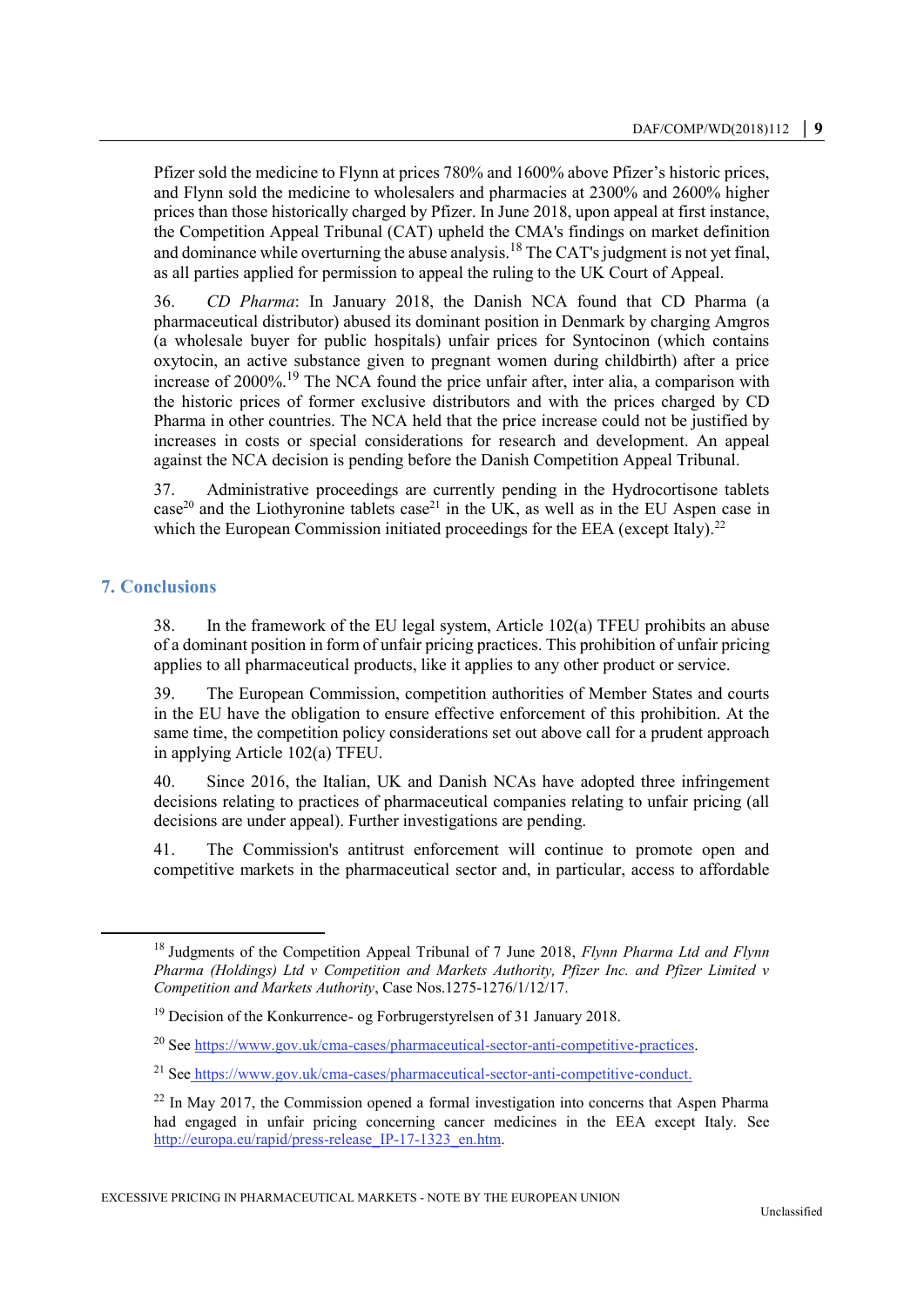Pfizer sold the medicine to Flynn at prices 780% and 1600% above Pfizer's historic prices, and Flynn sold the medicine to wholesalers and pharmacies at 2300% and 2600% higher prices than those historically charged by Pfizer. In June 2018, upon appeal at first instance, the Competition Appeal Tribunal (CAT) upheld the CMA's findings on market definition and dominance while overturning the abuse analysis.[18] The CAT's judgment is not yet final, as all parties applied for permission to appeal the ruling to the UK Court of Appeal.

36. *CD Pharma*: In January 2018, the Danish NCA found that CD Pharma (a pharmaceutical distributor) abused its dominant position in Denmark by charging Amgros (a wholesale buyer for public hospitals) unfair prices for Syntocinon (which contains oxytocin, an active substance given to pregnant women during childbirth) after a price increase of 2000%.[19] The NCA found the price unfair after, inter alia, a comparison with the historic prices of former exclusive distributors and with the prices charged by CD Pharma in other countries. The NCA held that the price increase could not be justified by increases in costs or special considerations for research and development. An appeal against the NCA decision is pending before the Danish Competition Appeal Tribunal.

37. Administrative proceedings are currently pending in the Hydrocortisone tablets case[20] and the Liothyronine tablets case[21] in the UK, as well as in the EU Aspen case in which the European Commission initiated proceedings for the EEA (except Italy).[22]

## 7. Conclusions

38. In the framework of the EU legal system, Article 102(a) TFEU prohibits an abuse of a dominant position in form of unfair pricing practices. This prohibition of unfair pricing applies to all pharmaceutical products, like it applies to any other product or service.

39. The European Commission, competition authorities of Member States and courts in the EU have the obligation to ensure effective enforcement of this prohibition. At the same time, the competition policy considerations set out above call for a prudent approach in applying Article 102(a) TFEU.

40. Since 2016, the Italian, UK and Danish NCAs have adopted three infringement decisions relating to practices of pharmaceutical companies relating to unfair pricing (all decisions are under appeal). Further investigations are pending.

41. The Commission's antitrust enforcement will continue to promote open and competitive markets in the pharmaceutical sector and, in particular, access to affordable

---

[18] Judgments of the Competition Appeal Tribunal of 7 June 2018, *Flynn Pharma Ltd and Flynn Pharma (Holdings) Ltd v Competition and Markets Authority, Pfizer Inc. and Pfizer Limited v Competition and Markets Authority*, Case Nos.1275-1276/1/12/17.

[19] Decision of the Konkurrence- og Forbrugerstyrelsen of 31 January 2018.

[20] See https://www.gov.uk/cma-cases/pharmaceutical-sector-anti-competitive-practices.

[21] See https://www.gov.uk/cma-cases/pharmaceutical-sector-anti-competitive-conduct.

[22] In May 2017, the Commission opened a formal investigation into concerns that Aspen Pharma had engaged in unfair pricing concerning cancer medicines in the EEA except Italy. See http://europa.eu/rapid/press-release_IP-17-1323_en.htm.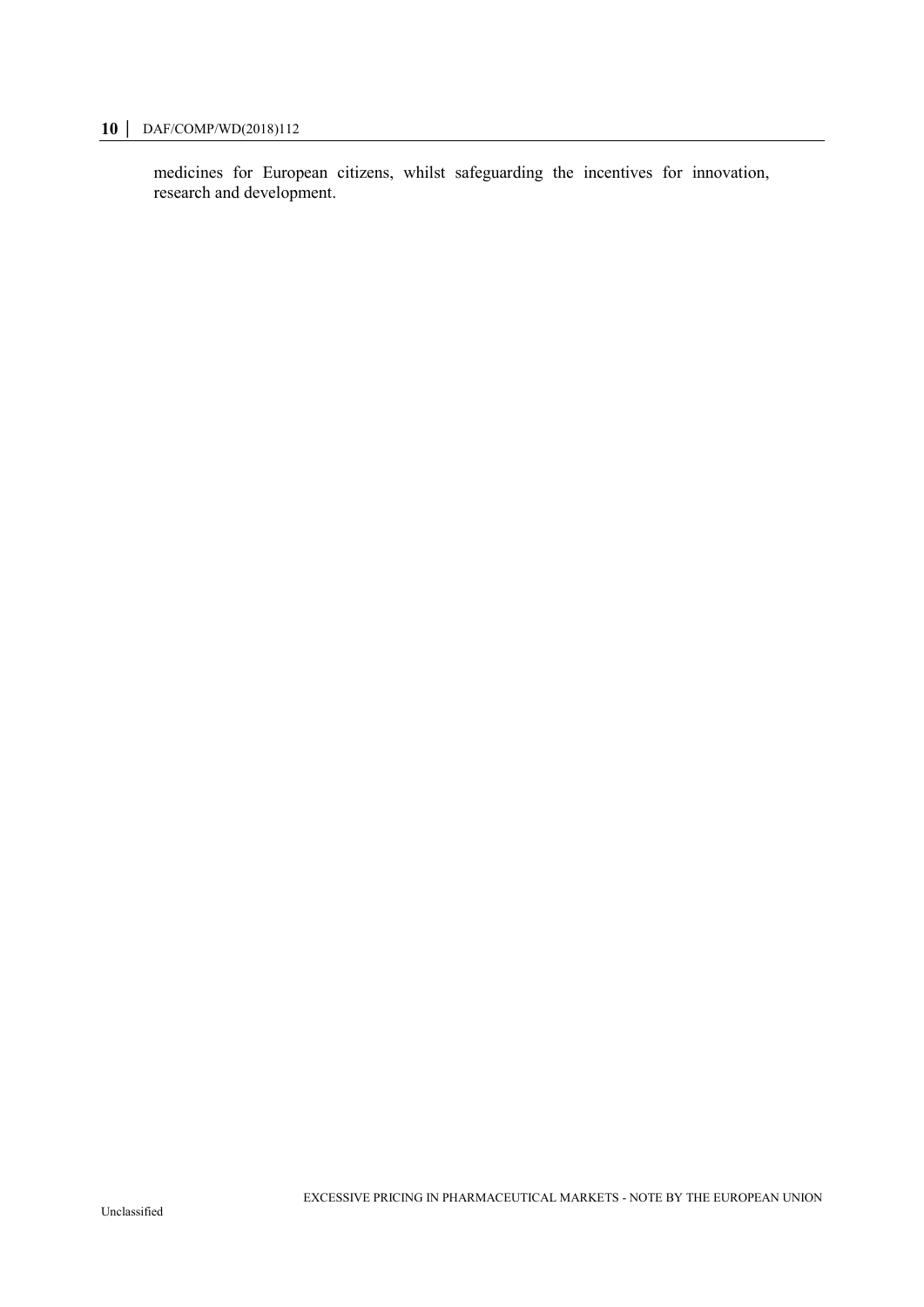medicines for European citizens, whilst safeguarding the incentives for innovation, research and development.